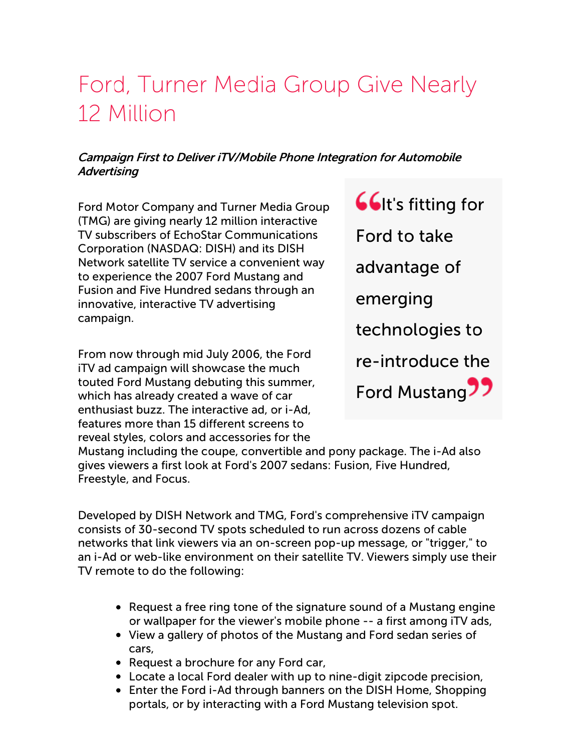# Ford, Turner Media Group Give Nearly 12 Million

***Campaign First to Deliver iTV/Mobile Phone Integration for Automobile Advertising***

Ford Motor Company and Turner Media Group (TMG) are giving nearly 12 million interactive TV subscribers of EchoStar Communications Corporation (NASDAQ: DISH) and its DISH Network satellite TV service a convenient way to experience the 2007 Ford Mustang and Fusion and Five Hundred sedans through an innovative, interactive TV advertising campaign.

> "It's fitting for Ford to take advantage of emerging technologies to re-introduce the Ford Mustang"

From now through mid July 2006, the Ford iTV ad campaign will showcase the much touted Ford Mustang debuting this summer, which has already created a wave of car enthusiast buzz. The interactive ad, or i-Ad, features more than 15 different screens to reveal styles, colors and accessories for the Mustang including the coupe, convertible and pony package. The i-Ad also gives viewers a first look at Ford's 2007 sedans: Fusion, Five Hundred, Freestyle, and Focus.

Developed by DISH Network and TMG, Ford's comprehensive iTV campaign consists of 30-second TV spots scheduled to run across dozens of cable networks that link viewers via an on-screen pop-up message, or "trigger," to an i-Ad or web-like environment on their satellite TV. Viewers simply use their TV remote to do the following:

- Request a free ring tone of the signature sound of a Mustang engine or wallpaper for the viewer's mobile phone -- a first among iTV ads,
- View a gallery of photos of the Mustang and Ford sedan series of cars,
- Request a brochure for any Ford car,
- Locate a local Ford dealer with up to nine-digit zipcode precision,
- Enter the Ford i-Ad through banners on the DISH Home, Shopping portals, or by interacting with a Ford Mustang television spot.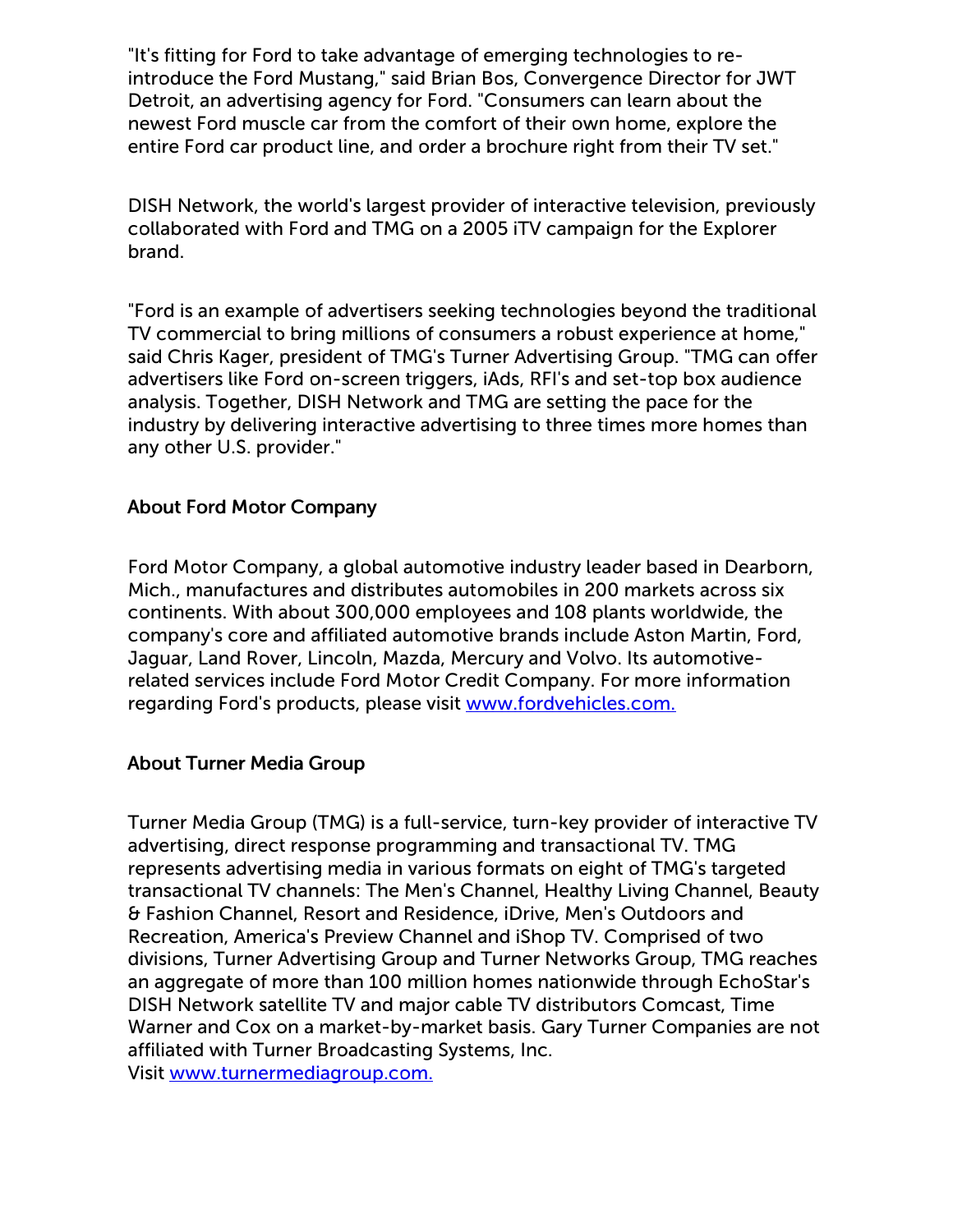"It's fitting for Ford to take advantage of emerging technologies to re-introduce the Ford Mustang," said Brian Bos, Convergence Director for JWT Detroit, an advertising agency for Ford. "Consumers can learn about the newest Ford muscle car from the comfort of their own home, explore the entire Ford car product line, and order a brochure right from their TV set."

DISH Network, the world's largest provider of interactive television, previously collaborated with Ford and TMG on a 2005 iTV campaign for the Explorer brand.

"Ford is an example of advertisers seeking technologies beyond the traditional TV commercial to bring millions of consumers a robust experience at home," said Chris Kager, president of TMG's Turner Advertising Group. "TMG can offer advertisers like Ford on-screen triggers, iAds, RFI's and set-top box audience analysis. Together, DISH Network and TMG are setting the pace for the industry by delivering interactive advertising to three times more homes than any other U.S. provider."

**About Ford Motor Company**

Ford Motor Company, a global automotive industry leader based in Dearborn, Mich., manufactures and distributes automobiles in 200 markets across six continents. With about 300,000 employees and 108 plants worldwide, the company's core and affiliated automotive brands include Aston Martin, Ford, Jaguar, Land Rover, Lincoln, Mazda, Mercury and Volvo. Its automotive-related services include Ford Motor Credit Company. For more information regarding Ford's products, please visit [www.fordvehicles.com.](http://www.fordvehicles.com)

**About Turner Media Group**

Turner Media Group (TMG) is a full-service, turn-key provider of interactive TV advertising, direct response programming and transactional TV. TMG represents advertising media in various formats on eight of TMG's targeted transactional TV channels: The Men's Channel, Healthy Living Channel, Beauty & Fashion Channel, Resort and Residence, iDrive, Men's Outdoors and Recreation, America's Preview Channel and iShop TV. Comprised of two divisions, Turner Advertising Group and Turner Networks Group, TMG reaches an aggregate of more than 100 million homes nationwide through EchoStar's DISH Network satellite TV and major cable TV distributors Comcast, Time Warner and Cox on a market-by-market basis. Gary Turner Companies are not affiliated with Turner Broadcasting Systems, Inc.
Visit [www.turnermediagroup.com.](http://www.turnermediagroup.com)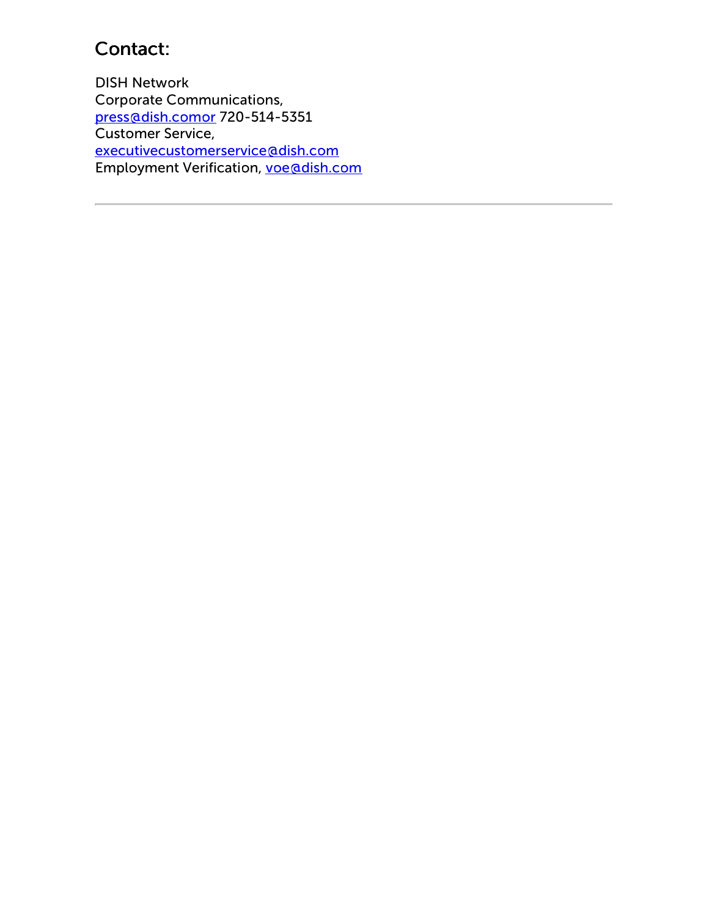## Contact:

DISH Network
Corporate Communications,
press@dish.comor 720-514-5351
Customer Service,
executivecustomerservice@dish.com
Employment Verification, voe@dish.com

---